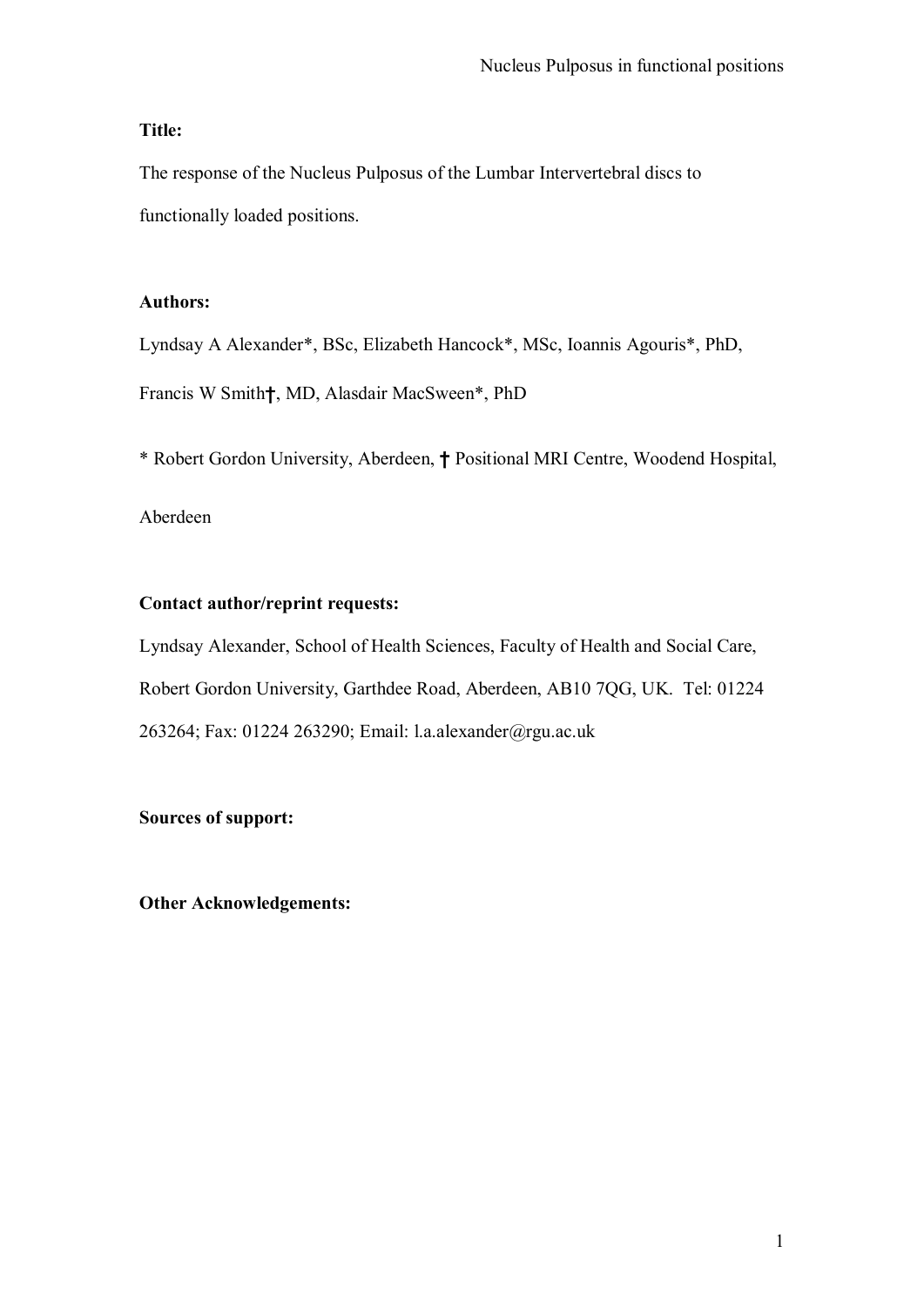**Title:**

The response of the Nucleus Pulposus of the Lumbar Intervertebral discs to functionally loaded positions.

**Authors:**

Lyndsay A Alexander*, BSc, Elizabeth Hancock*, MSc, Ioannis Agouris*, PhD, Francis W Smith†, MD, Alasdair MacSween*, PhD

* Robert Gordon University, Aberdeen, † Positional MRI Centre, Woodend Hospital, Aberdeen

**Contact author/reprint requests:**

Lyndsay Alexander, School of Health Sciences, Faculty of Health and Social Care, Robert Gordon University, Garthdee Road, Aberdeen, AB10 7QG, UK. Tel: 01224 263264; Fax: 01224 263290; Email: l.a.alexander@rgu.ac.uk

**Sources of support:**

**Other Acknowledgements:**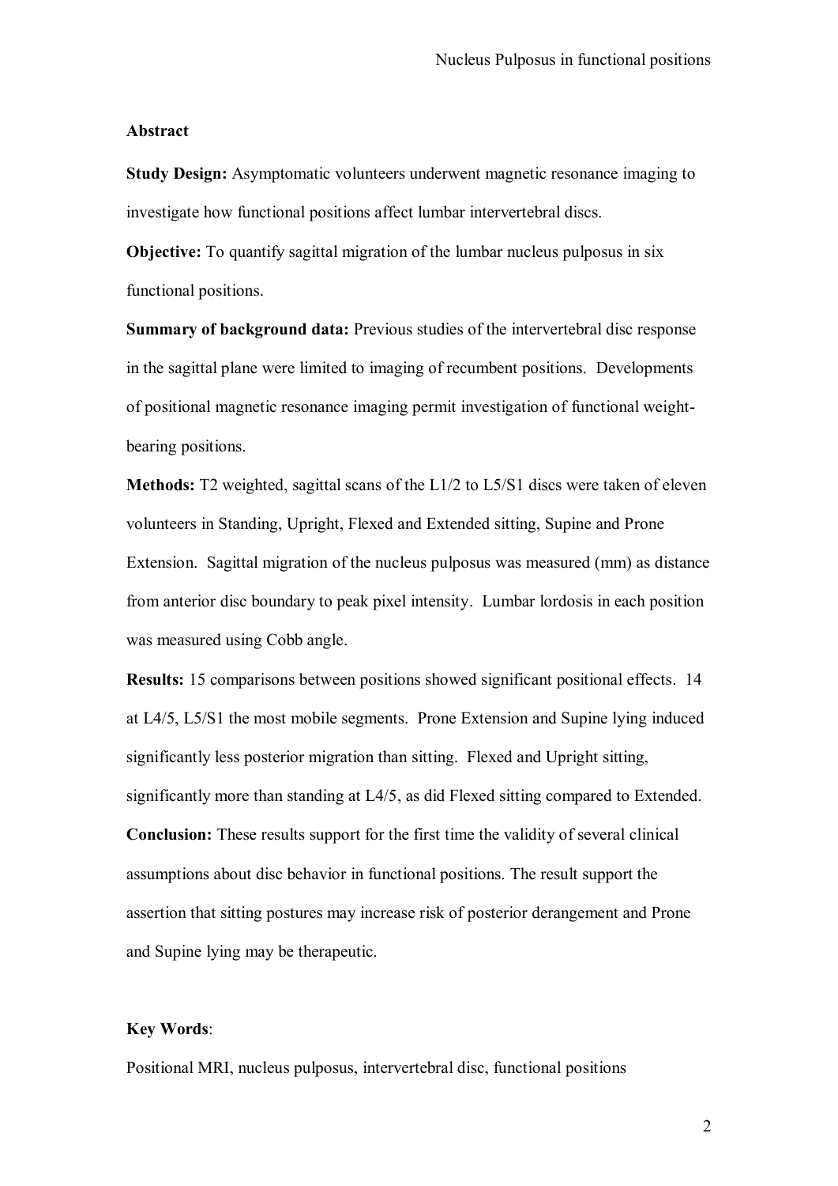## Abstract

**Study Design:** Asymptomatic volunteers underwent magnetic resonance imaging to investigate how functional positions affect lumbar intervertebral discs.

**Objective:** To quantify sagittal migration of the lumbar nucleus pulposus in six functional positions.

**Summary of background data:** Previous studies of the intervertebral disc response in the sagittal plane were limited to imaging of recumbent positions. Developments of positional magnetic resonance imaging permit investigation of functional weight-bearing positions.

**Methods:** T2 weighted, sagittal scans of the L1/2 to L5/S1 discs were taken of eleven volunteers in Standing, Upright, Flexed and Extended sitting, Supine and Prone Extension. Sagittal migration of the nucleus pulposus was measured (mm) as distance from anterior disc boundary to peak pixel intensity. Lumbar lordosis in each position was measured using Cobb angle.

**Results:** 15 comparisons between positions showed significant positional effects. 14 at L4/5, L5/S1 the most mobile segments. Prone Extension and Supine lying induced significantly less posterior migration than sitting. Flexed and Upright sitting, significantly more than standing at L4/5, as did Flexed sitting compared to Extended.

**Conclusion:** These results support for the first time the validity of several clinical assumptions about disc behavior in functional positions. The result support the assertion that sitting postures may increase risk of posterior derangement and Prone and Supine lying may be therapeutic.

**Key Words**:

Positional MRI, nucleus pulposus, intervertebral disc, functional positions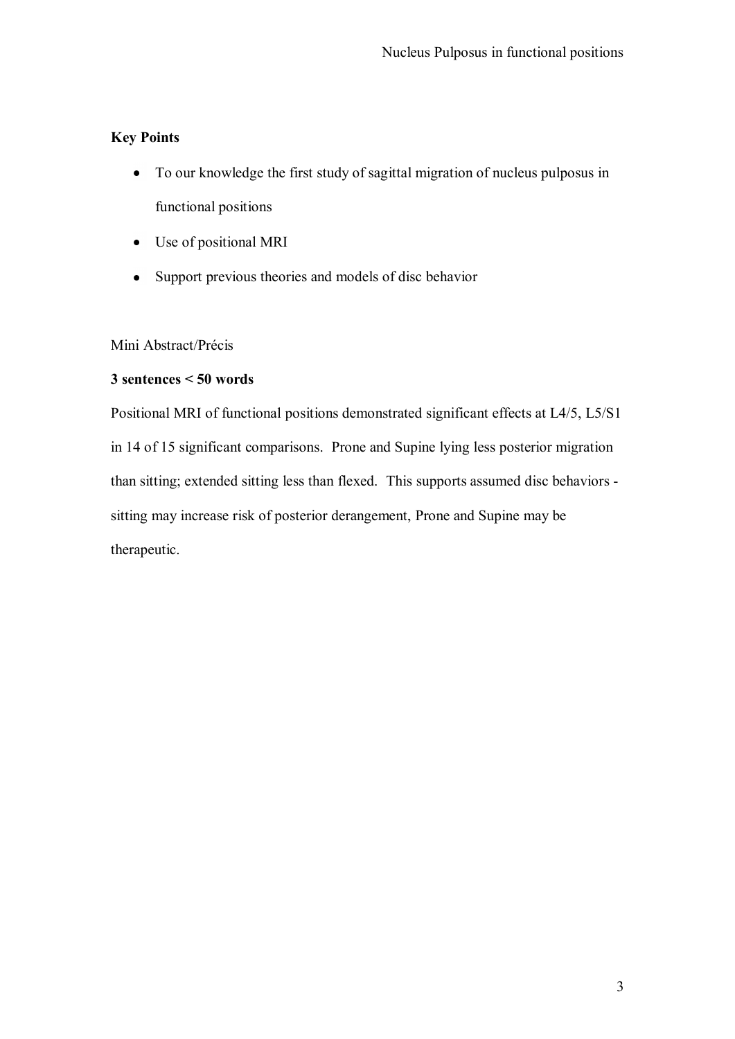**Key Points**

- To our knowledge the first study of sagittal migration of nucleus pulposus in functional positions
- Use of positional MRI
- Support previous theories and models of disc behavior

Mini Abstract/Précis

**3 sentences < 50 words**

Positional MRI of functional positions demonstrated significant effects at L4/5, L5/S1 in 14 of 15 significant comparisons. Prone and Supine lying less posterior migration than sitting; extended sitting less than flexed. This supports assumed disc behaviors - sitting may increase risk of posterior derangement, Prone and Supine may be therapeutic.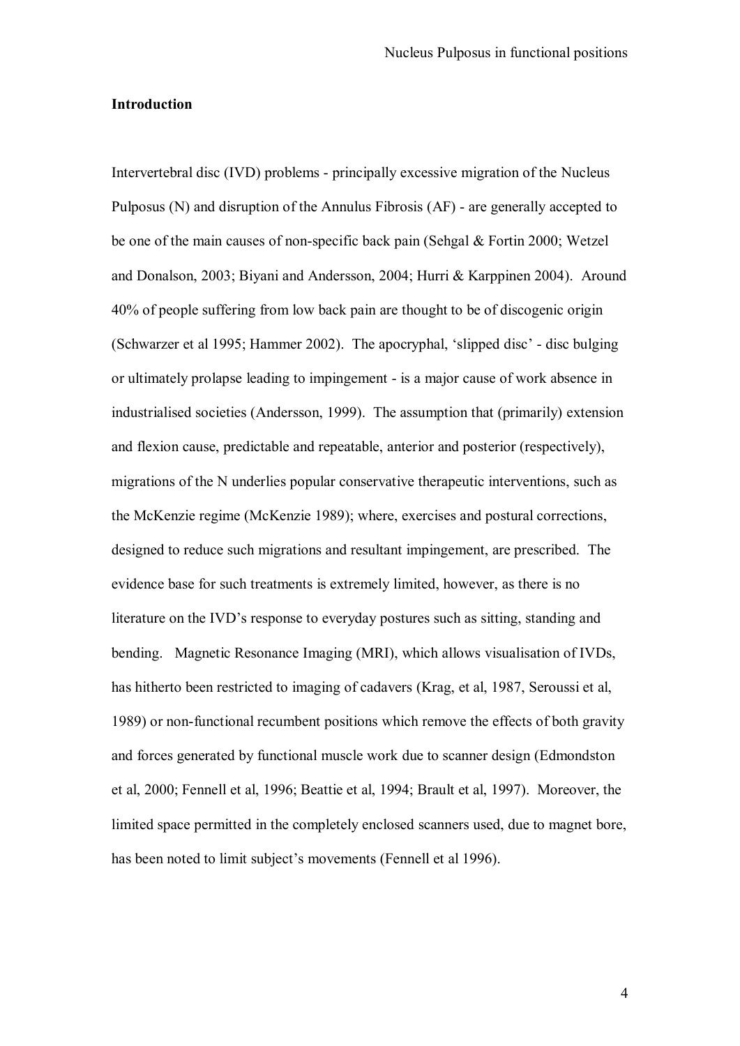**Introduction**

Intervertebral disc (IVD) problems - principally excessive migration of the Nucleus Pulposus (N) and disruption of the Annulus Fibrosis (AF) - are generally accepted to be one of the main causes of non-specific back pain (Sehgal & Fortin 2000; Wetzel and Donalson, 2003; Biyani and Andersson, 2004; Hurri & Karppinen 2004). Around 40% of people suffering from low back pain are thought to be of discogenic origin (Schwarzer et al 1995; Hammer 2002). The apocryphal, 'slipped disc' - disc bulging or ultimately prolapse leading to impingement - is a major cause of work absence in industrialised societies (Andersson, 1999). The assumption that (primarily) extension and flexion cause, predictable and repeatable, anterior and posterior (respectively), migrations of the N underlies popular conservative therapeutic interventions, such as the McKenzie regime (McKenzie 1989); where, exercises and postural corrections, designed to reduce such migrations and resultant impingement, are prescribed. The evidence base for such treatments is extremely limited, however, as there is no literature on the IVD's response to everyday postures such as sitting, standing and bending. Magnetic Resonance Imaging (MRI), which allows visualisation of IVDs, has hitherto been restricted to imaging of cadavers (Krag, et al, 1987, Seroussi et al, 1989) or non-functional recumbent positions which remove the effects of both gravity and forces generated by functional muscle work due to scanner design (Edmondston et al, 2000; Fennell et al, 1996; Beattie et al, 1994; Brault et al, 1997). Moreover, the limited space permitted in the completely enclosed scanners used, due to magnet bore, has been noted to limit subject's movements (Fennell et al 1996).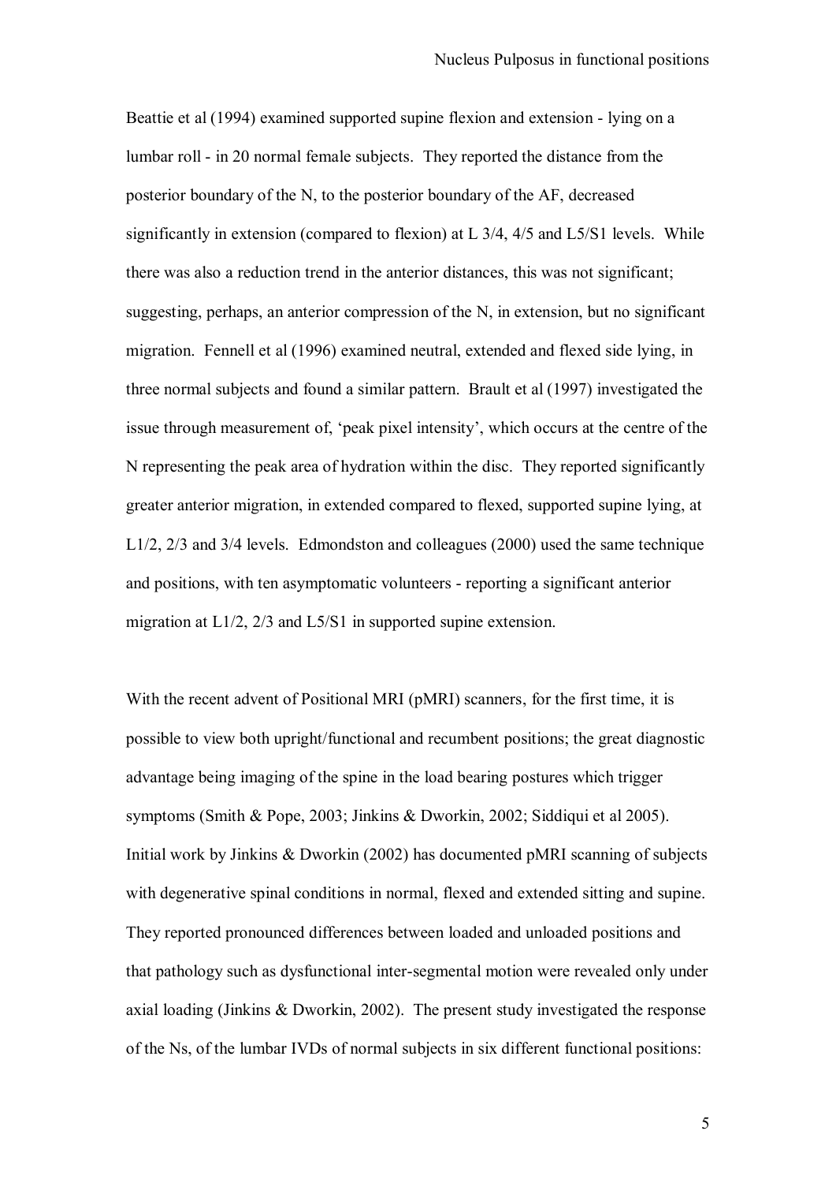Beattie et al (1994) examined supported supine flexion and extension - lying on a lumbar roll - in 20 normal female subjects. They reported the distance from the posterior boundary of the N, to the posterior boundary of the AF, decreased significantly in extension (compared to flexion) at L 3/4, 4/5 and L5/S1 levels. While there was also a reduction trend in the anterior distances, this was not significant; suggesting, perhaps, an anterior compression of the N, in extension, but no significant migration. Fennell et al (1996) examined neutral, extended and flexed side lying, in three normal subjects and found a similar pattern. Brault et al (1997) investigated the issue through measurement of, 'peak pixel intensity', which occurs at the centre of the N representing the peak area of hydration within the disc. They reported significantly greater anterior migration, in extended compared to flexed, supported supine lying, at L1/2, 2/3 and 3/4 levels. Edmondston and colleagues (2000) used the same technique and positions, with ten asymptomatic volunteers - reporting a significant anterior migration at L1/2, 2/3 and L5/S1 in supported supine extension.

With the recent advent of Positional MRI (pMRI) scanners, for the first time, it is possible to view both upright/functional and recumbent positions; the great diagnostic advantage being imaging of the spine in the load bearing postures which trigger symptoms (Smith & Pope, 2003; Jinkins & Dworkin, 2002; Siddiqui et al 2005). Initial work by Jinkins & Dworkin (2002) has documented pMRI scanning of subjects with degenerative spinal conditions in normal, flexed and extended sitting and supine. They reported pronounced differences between loaded and unloaded positions and that pathology such as dysfunctional inter-segmental motion were revealed only under axial loading (Jinkins & Dworkin, 2002). The present study investigated the response of the Ns, of the lumbar IVDs of normal subjects in six different functional positions: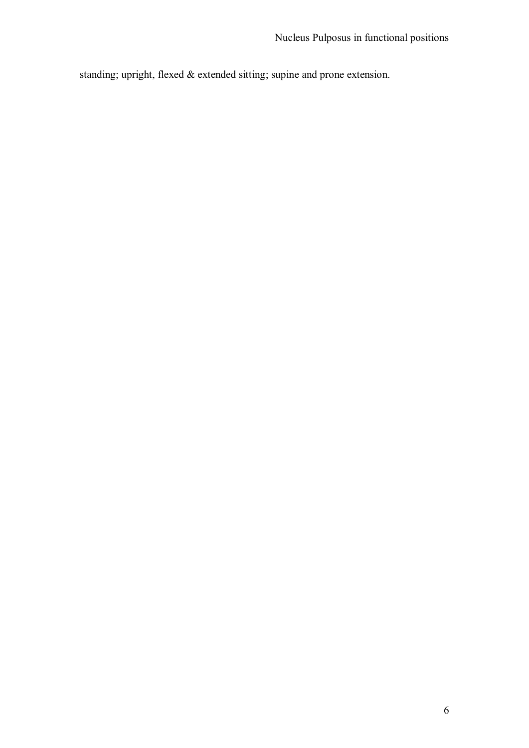standing; upright, flexed & extended sitting; supine and prone extension.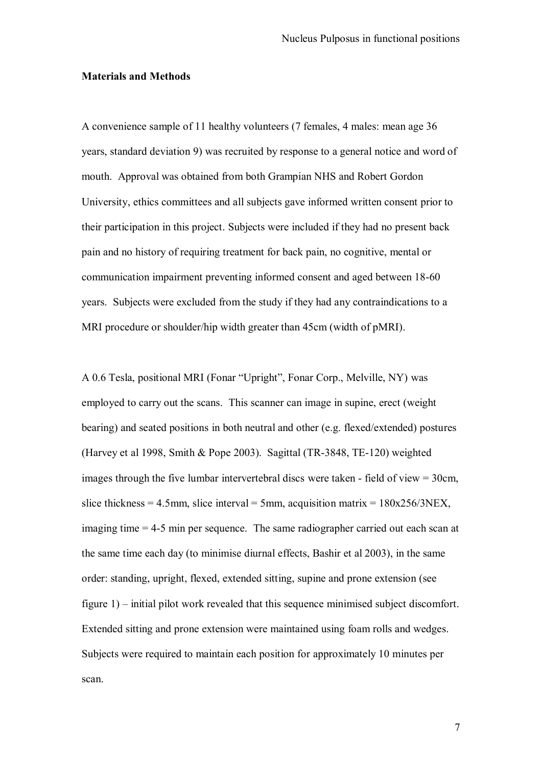**Materials and Methods**

A convenience sample of 11 healthy volunteers (7 females, 4 males: mean age 36 years, standard deviation 9) was recruited by response to a general notice and word of mouth. Approval was obtained from both Grampian NHS and Robert Gordon University, ethics committees and all subjects gave informed written consent prior to their participation in this project. Subjects were included if they had no present back pain and no history of requiring treatment for back pain, no cognitive, mental or communication impairment preventing informed consent and aged between 18-60 years. Subjects were excluded from the study if they had any contraindications to a MRI procedure or shoulder/hip width greater than 45cm (width of pMRI).

A 0.6 Tesla, positional MRI (Fonar "Upright", Fonar Corp., Melville, NY) was employed to carry out the scans. This scanner can image in supine, erect (weight bearing) and seated positions in both neutral and other (e.g. flexed/extended) postures (Harvey et al 1998, Smith & Pope 2003). Sagittal (TR-3848, TE-120) weighted images through the five lumbar intervertebral discs were taken - field of view = 30cm, slice thickness = 4.5mm, slice interval = 5mm, acquisition matrix = 180x256/3NEX, imaging time = 4-5 min per sequence. The same radiographer carried out each scan at the same time each day (to minimise diurnal effects, Bashir et al 2003), in the same order: standing, upright, flexed, extended sitting, supine and prone extension (see figure 1) – initial pilot work revealed that this sequence minimised subject discomfort. Extended sitting and prone extension were maintained using foam rolls and wedges. Subjects were required to maintain each position for approximately 10 minutes per scan.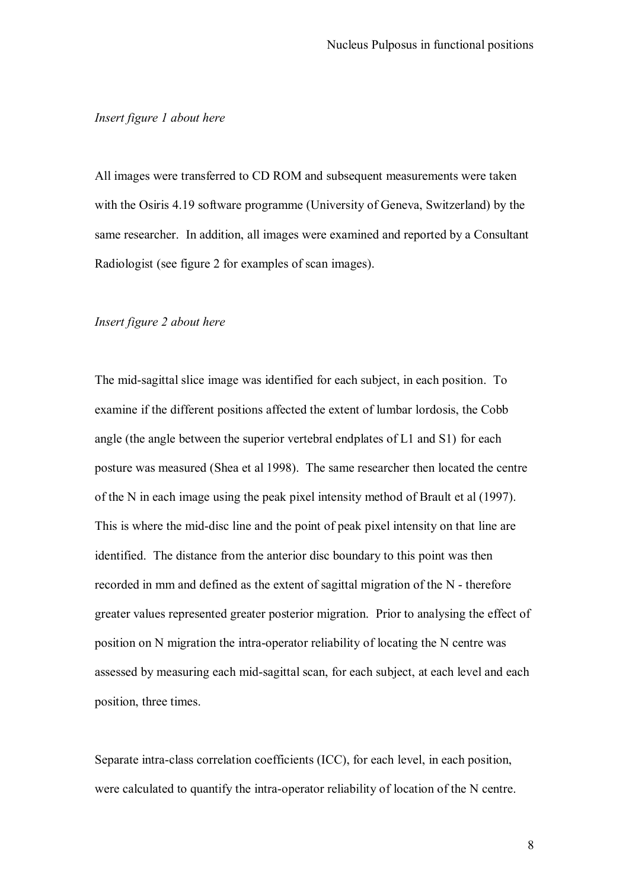*Insert figure 1 about here*

All images were transferred to CD ROM and subsequent measurements were taken with the Osiris 4.19 software programme (University of Geneva, Switzerland) by the same researcher. In addition, all images were examined and reported by a Consultant Radiologist (see figure 2 for examples of scan images).

*Insert figure 2 about here*

The mid-sagittal slice image was identified for each subject, in each position. To examine if the different positions affected the extent of lumbar lordosis, the Cobb angle (the angle between the superior vertebral endplates of L1 and S1) for each posture was measured (Shea et al 1998). The same researcher then located the centre of the N in each image using the peak pixel intensity method of Brault et al (1997). This is where the mid-disc line and the point of peak pixel intensity on that line are identified. The distance from the anterior disc boundary to this point was then recorded in mm and defined as the extent of sagittal migration of the N - therefore greater values represented greater posterior migration. Prior to analysing the effect of position on N migration the intra-operator reliability of locating the N centre was assessed by measuring each mid-sagittal scan, for each subject, at each level and each position, three times.

Separate intra-class correlation coefficients (ICC), for each level, in each position, were calculated to quantify the intra-operator reliability of location of the N centre.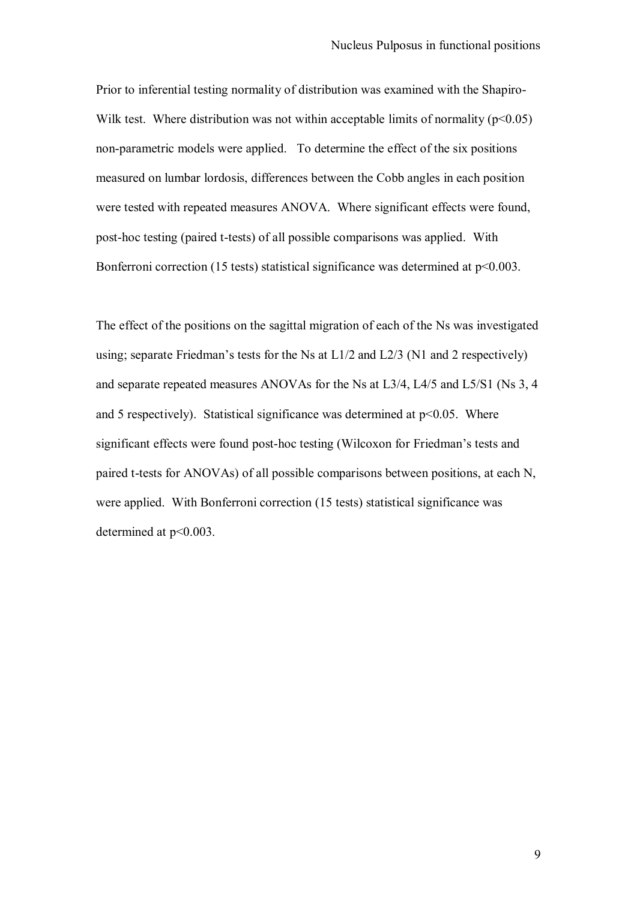Prior to inferential testing normality of distribution was examined with the Shapiro-Wilk test. Where distribution was not within acceptable limits of normality ($p<0.05$) non-parametric models were applied. To determine the effect of the six positions measured on lumbar lordosis, differences between the Cobb angles in each position were tested with repeated measures ANOVA. Where significant effects were found, post-hoc testing (paired t-tests) of all possible comparisons was applied. With Bonferroni correction (15 tests) statistical significance was determined at $p<0.003$.

The effect of the positions on the sagittal migration of each of the Ns was investigated using; separate Friedman's tests for the Ns at L1/2 and L2/3 (N1 and 2 respectively) and separate repeated measures ANOVAs for the Ns at L3/4, L4/5 and L5/S1 (Ns 3, 4 and 5 respectively). Statistical significance was determined at $p<0.05$. Where significant effects were found post-hoc testing (Wilcoxon for Friedman's tests and paired t-tests for ANOVAs) of all possible comparisons between positions, at each N, were applied. With Bonferroni correction (15 tests) statistical significance was determined at $p<0.003$.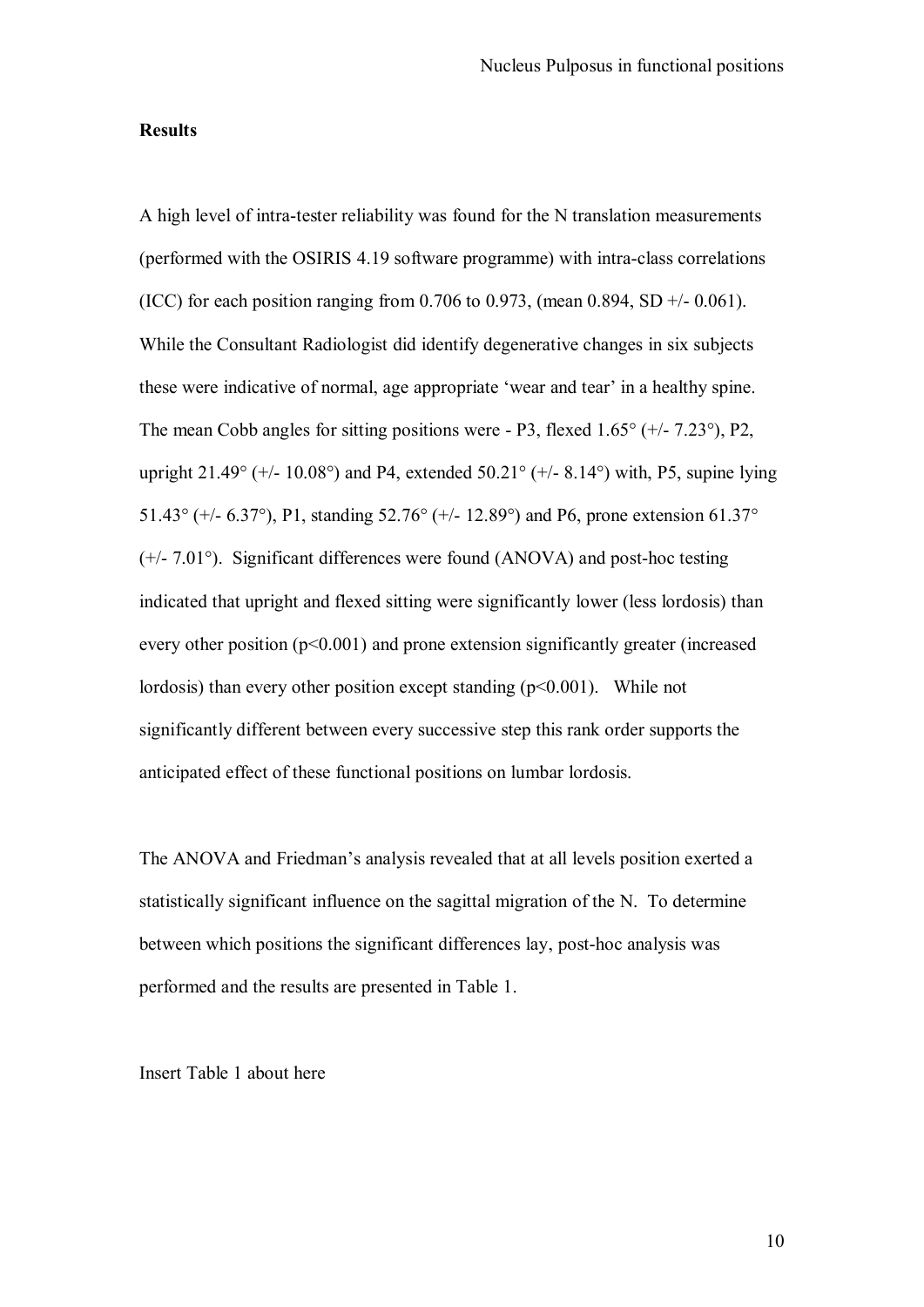**Results**

A high level of intra-tester reliability was found for the N translation measurements (performed with the OSIRIS 4.19 software programme) with intra-class correlations (ICC) for each position ranging from 0.706 to 0.973, (mean 0.894, SD +/- 0.061). While the Consultant Radiologist did identify degenerative changes in six subjects these were indicative of normal, age appropriate 'wear and tear' in a healthy spine. The mean Cobb angles for sitting positions were - P3, flexed 1.65° (+/- 7.23°), P2, upright 21.49° (+/- 10.08°) and P4, extended 50.21° (+/- 8.14°) with, P5, supine lying 51.43° (+/- 6.37°), P1, standing 52.76° (+/- 12.89°) and P6, prone extension 61.37° (+/- 7.01°). Significant differences were found (ANOVA) and post-hoc testing indicated that upright and flexed sitting were significantly lower (less lordosis) than every other position ($p<0.001$) and prone extension significantly greater (increased lordosis) than every other position except standing ($p<0.001$). While not significantly different between every successive step this rank order supports the anticipated effect of these functional positions on lumbar lordosis.

The ANOVA and Friedman's analysis revealed that at all levels position exerted a statistically significant influence on the sagittal migration of the N. To determine between which positions the significant differences lay, post-hoc analysis was performed and the results are presented in Table 1.

Insert Table 1 about here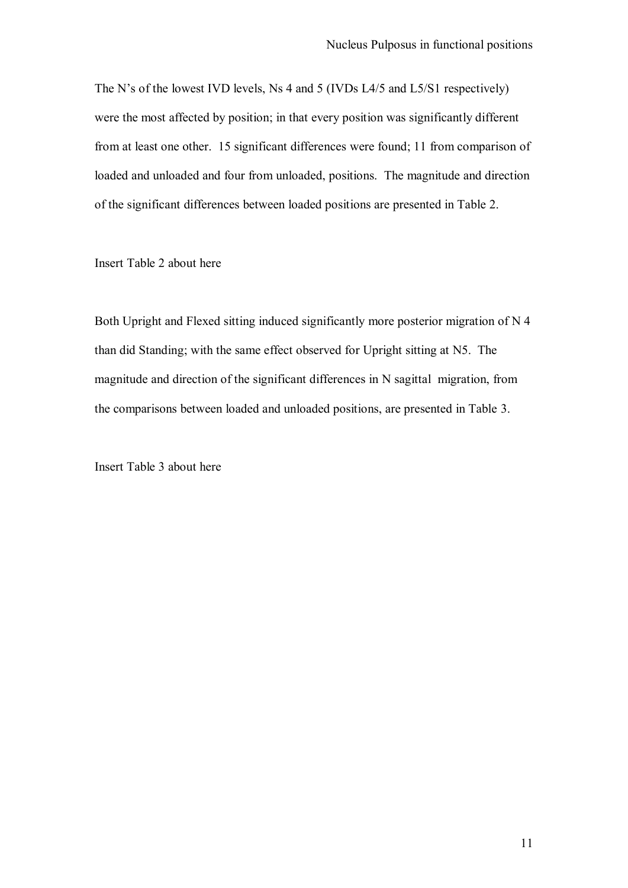The N's of the lowest IVD levels, Ns 4 and 5 (IVDs L4/5 and L5/S1 respectively) were the most affected by position; in that every position was significantly different from at least one other. 15 significant differences were found; 11 from comparison of loaded and unloaded and four from unloaded, positions. The magnitude and direction of the significant differences between loaded positions are presented in Table 2.

Insert Table 2 about here

Both Upright and Flexed sitting induced significantly more posterior migration of N 4 than did Standing; with the same effect observed for Upright sitting at N5. The magnitude and direction of the significant differences in N sagittal migration, from the comparisons between loaded and unloaded positions, are presented in Table 3.

Insert Table 3 about here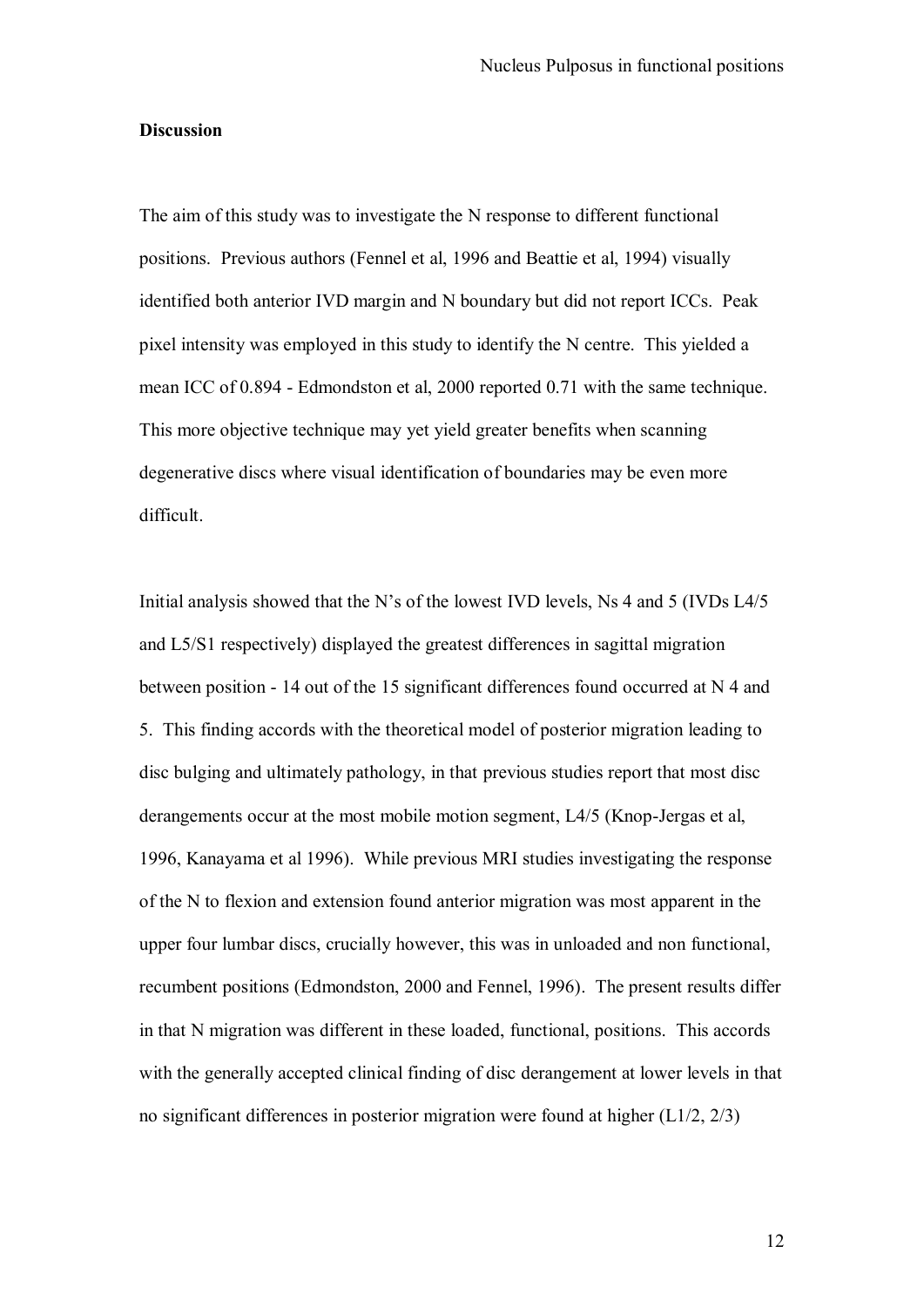**Discussion**

The aim of this study was to investigate the N response to different functional positions. Previous authors (Fennel et al, 1996 and Beattie et al, 1994) visually identified both anterior IVD margin and N boundary but did not report ICCs. Peak pixel intensity was employed in this study to identify the N centre. This yielded a mean ICC of 0.894 - Edmondston et al, 2000 reported 0.71 with the same technique. This more objective technique may yet yield greater benefits when scanning degenerative discs where visual identification of boundaries may be even more difficult.

Initial analysis showed that the N's of the lowest IVD levels, Ns 4 and 5 (IVDs L4/5 and L5/S1 respectively) displayed the greatest differences in sagittal migration between position - 14 out of the 15 significant differences found occurred at N 4 and 5. This finding accords with the theoretical model of posterior migration leading to disc bulging and ultimately pathology, in that previous studies report that most disc derangements occur at the most mobile motion segment, L4/5 (Knop-Jergas et al, 1996, Kanayama et al 1996). While previous MRI studies investigating the response of the N to flexion and extension found anterior migration was most apparent in the upper four lumbar discs, crucially however, this was in unloaded and non functional, recumbent positions (Edmondston, 2000 and Fennel, 1996). The present results differ in that N migration was different in these loaded, functional, positions. This accords with the generally accepted clinical finding of disc derangement at lower levels in that no significant differences in posterior migration were found at higher (L1/2, 2/3)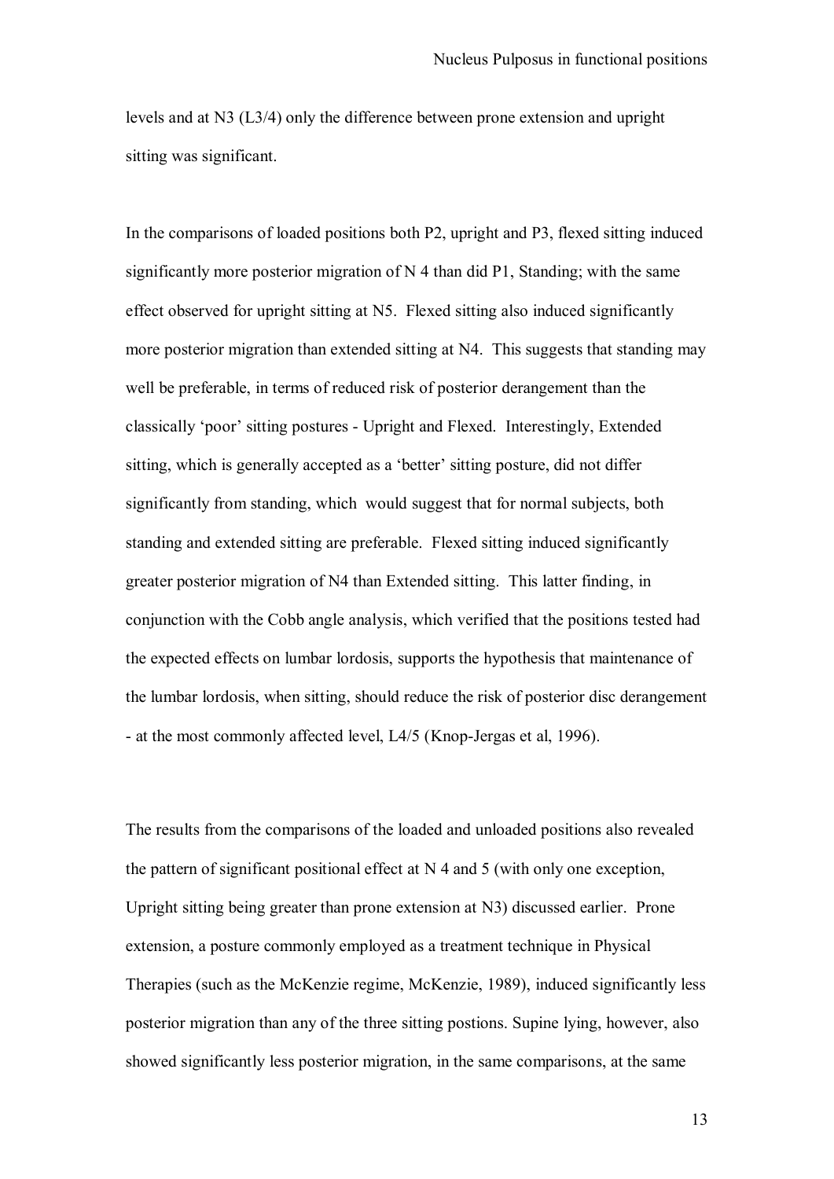levels and at N3 (L3/4) only the difference between prone extension and upright sitting was significant.

In the comparisons of loaded positions both P2, upright and P3, flexed sitting induced significantly more posterior migration of N 4 than did P1, Standing; with the same effect observed for upright sitting at N5. Flexed sitting also induced significantly more posterior migration than extended sitting at N4. This suggests that standing may well be preferable, in terms of reduced risk of posterior derangement than the classically 'poor' sitting postures - Upright and Flexed. Interestingly, Extended sitting, which is generally accepted as a 'better' sitting posture, did not differ significantly from standing, which would suggest that for normal subjects, both standing and extended sitting are preferable. Flexed sitting induced significantly greater posterior migration of N4 than Extended sitting. This latter finding, in conjunction with the Cobb angle analysis, which verified that the positions tested had the expected effects on lumbar lordosis, supports the hypothesis that maintenance of the lumbar lordosis, when sitting, should reduce the risk of posterior disc derangement - at the most commonly affected level, L4/5 (Knop-Jergas et al, 1996).

The results from the comparisons of the loaded and unloaded positions also revealed the pattern of significant positional effect at N 4 and 5 (with only one exception, Upright sitting being greater than prone extension at N3) discussed earlier. Prone extension, a posture commonly employed as a treatment technique in Physical Therapies (such as the McKenzie regime, McKenzie, 1989), induced significantly less posterior migration than any of the three sitting postions. Supine lying, however, also showed significantly less posterior migration, in the same comparisons, at the same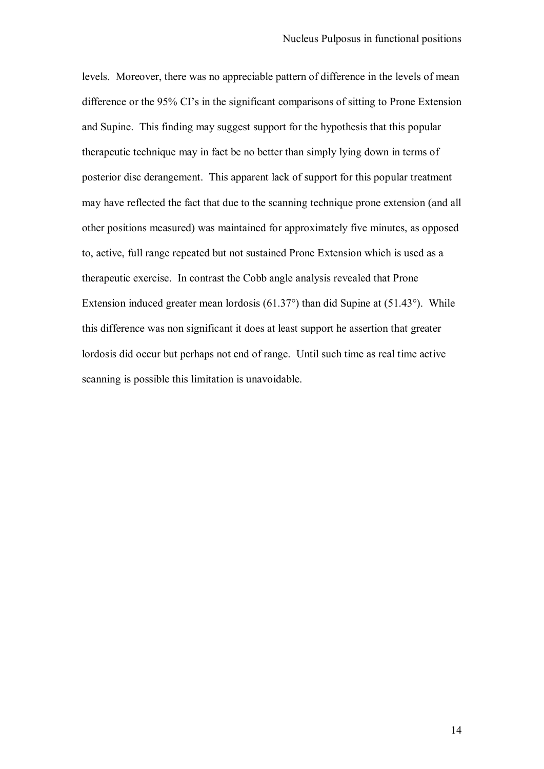levels. Moreover, there was no appreciable pattern of difference in the levels of mean difference or the 95% CI's in the significant comparisons of sitting to Prone Extension and Supine. This finding may suggest support for the hypothesis that this popular therapeutic technique may in fact be no better than simply lying down in terms of posterior disc derangement. This apparent lack of support for this popular treatment may have reflected the fact that due to the scanning technique prone extension (and all other positions measured) was maintained for approximately five minutes, as opposed to, active, full range repeated but not sustained Prone Extension which is used as a therapeutic exercise. In contrast the Cobb angle analysis revealed that Prone Extension induced greater mean lordosis (61.37°) than did Supine at (51.43°). While this difference was non significant it does at least support he assertion that greater lordosis did occur but perhaps not end of range. Until such time as real time active scanning is possible this limitation is unavoidable.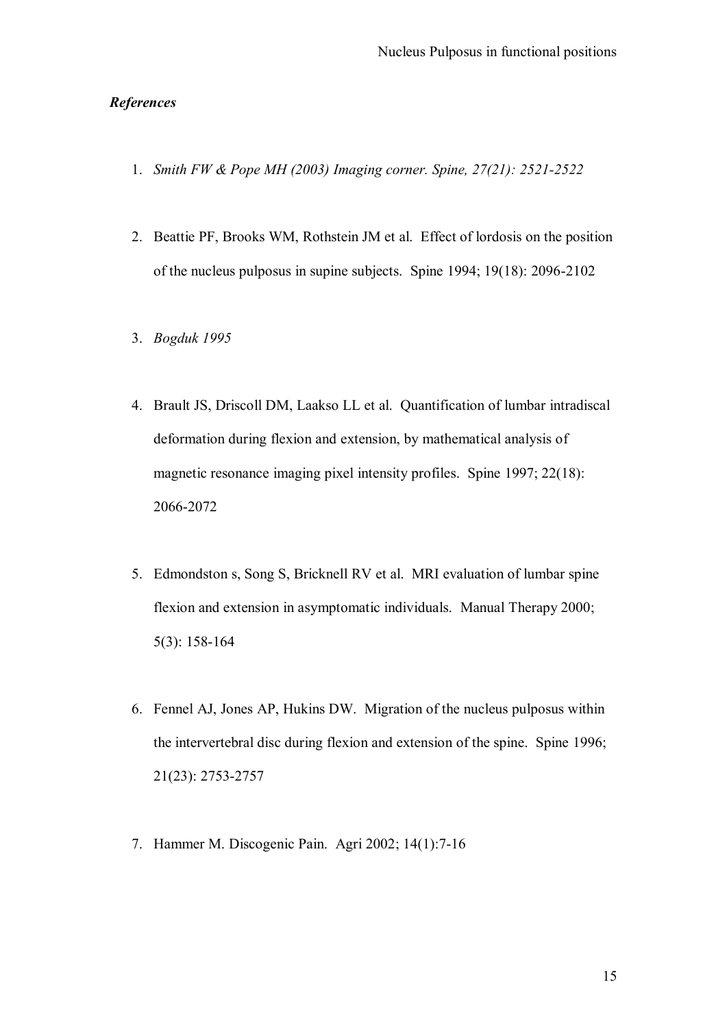### *References*

1. *Smith FW & Pope MH (2003) Imaging corner. Spine, 27(21): 2521-2522*

2. Beattie PF, Brooks WM, Rothstein JM et al. Effect of lordosis on the position of the nucleus pulposus in supine subjects. Spine 1994; 19(18): 2096-2102

3. *Bogduk 1995*

4. Brault JS, Driscoll DM, Laakso LL et al. Quantification of lumbar intradiscal deformation during flexion and extension, by mathematical analysis of magnetic resonance imaging pixel intensity profiles. Spine 1997; 22(18): 2066-2072

5. Edmondston s, Song S, Bricknell RV et al. MRI evaluation of lumbar spine flexion and extension in asymptomatic individuals. Manual Therapy 2000; 5(3): 158-164

6. Fennel AJ, Jones AP, Hukins DW. Migration of the nucleus pulposus within the intervertebral disc during flexion and extension of the spine. Spine 1996; 21(23): 2753-2757

7. Hammer M. Discogenic Pain. Agri 2002; 14(1):7-16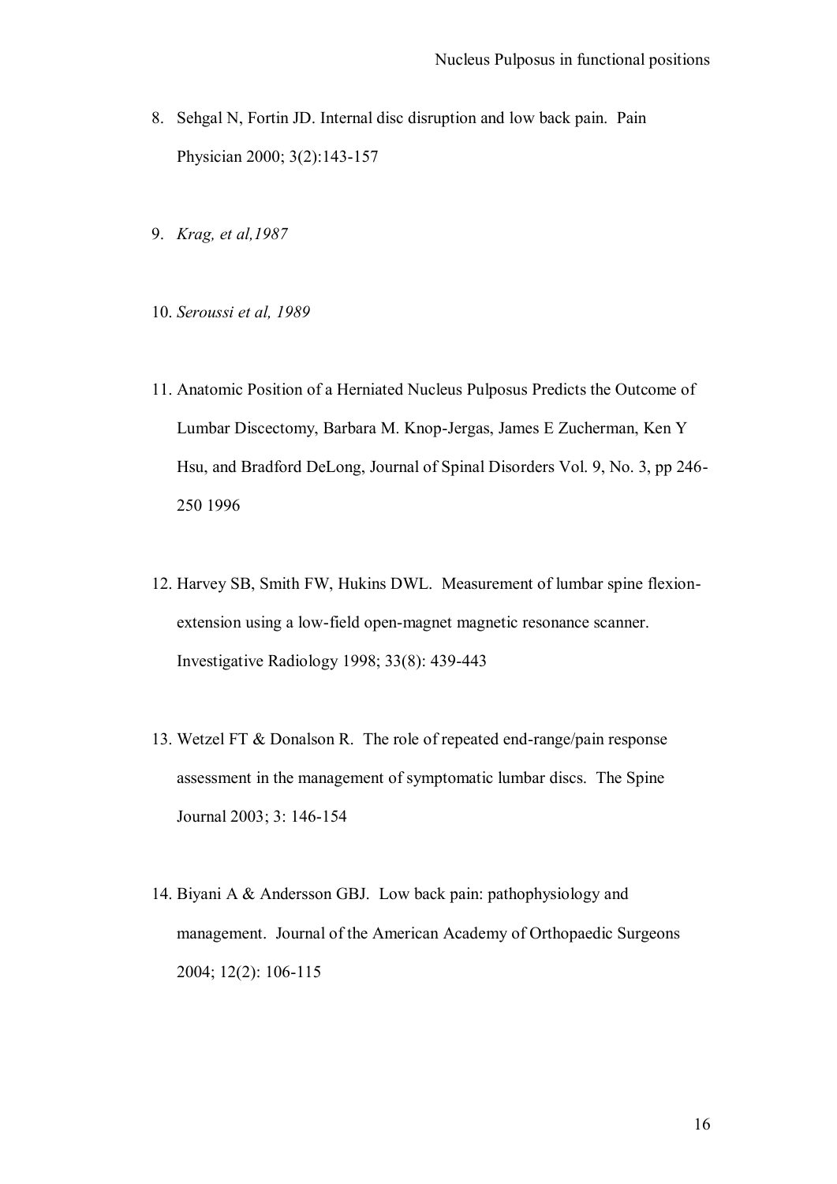8. Sehgal N, Fortin JD. Internal disc disruption and low back pain. Pain Physician 2000; 3(2):143-157

9. *Krag, et al,1987*

10. *Seroussi et al, 1989*

11. Anatomic Position of a Herniated Nucleus Pulposus Predicts the Outcome of Lumbar Discectomy, Barbara M. Knop-Jergas, James E Zucherman, Ken Y Hsu, and Bradford DeLong, Journal of Spinal Disorders Vol. 9, No. 3, pp 246-250 1996

12. Harvey SB, Smith FW, Hukins DWL. Measurement of lumbar spine flexion-extension using a low-field open-magnet magnetic resonance scanner. Investigative Radiology 1998; 33(8): 439-443

13. Wetzel FT & Donalson R. The role of repeated end-range/pain response assessment in the management of symptomatic lumbar discs. The Spine Journal 2003; 3: 146-154

14. Biyani A & Andersson GBJ. Low back pain: pathophysiology and management. Journal of the American Academy of Orthopaedic Surgeons 2004; 12(2): 106-115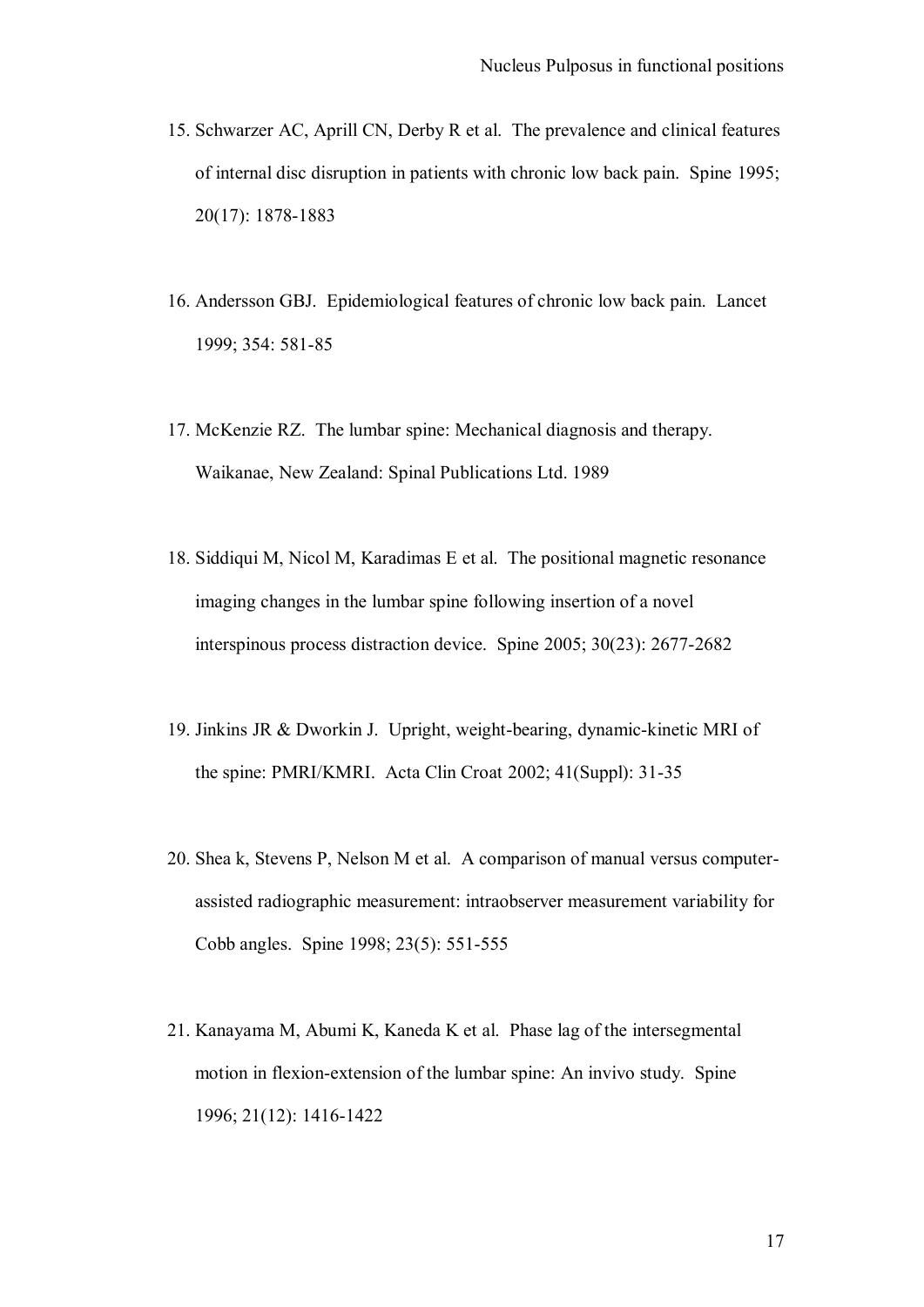15. Schwarzer AC, Aprill CN, Derby R et al. The prevalence and clinical features of internal disc disruption in patients with chronic low back pain. Spine 1995; 20(17): 1878-1883

16. Andersson GBJ. Epidemiological features of chronic low back pain. Lancet 1999; 354: 581-85

17. McKenzie RZ. The lumbar spine: Mechanical diagnosis and therapy. Waikanae, New Zealand: Spinal Publications Ltd. 1989

18. Siddiqui M, Nicol M, Karadimas E et al. The positional magnetic resonance imaging changes in the lumbar spine following insertion of a novel interspinous process distraction device. Spine 2005; 30(23): 2677-2682

19. Jinkins JR & Dworkin J. Upright, weight-bearing, dynamic-kinetic MRI of the spine: PMRI/KMRI. Acta Clin Croat 2002; 41(Suppl): 31-35

20. Shea k, Stevens P, Nelson M et al. A comparison of manual versus computer-assisted radiographic measurement: intraobserver measurement variability for Cobb angles. Spine 1998; 23(5): 551-555

21. Kanayama M, Abumi K, Kaneda K et al. Phase lag of the intersegmental motion in flexion-extension of the lumbar spine: An invivo study. Spine 1996; 21(12): 1416-1422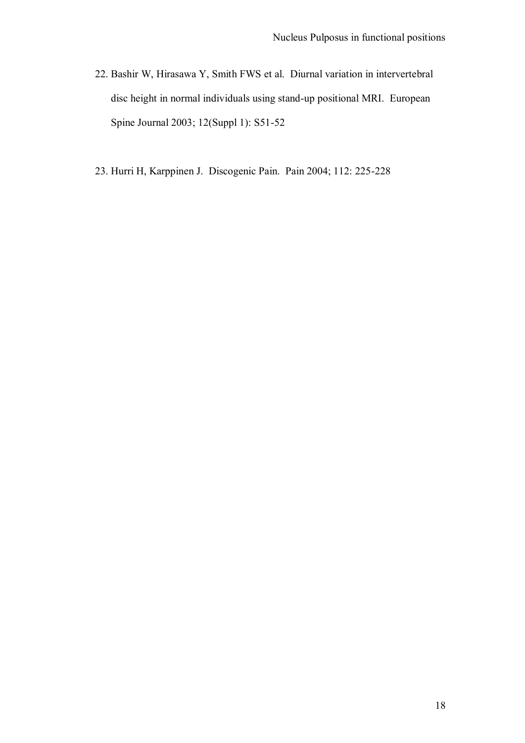22. Bashir W, Hirasawa Y, Smith FWS et al. Diurnal variation in intervertebral disc height in normal individuals using stand-up positional MRI. European Spine Journal 2003; 12(Suppl 1): S51-52

23. Hurri H, Karppinen J. Discogenic Pain. Pain 2004; 112: 225-228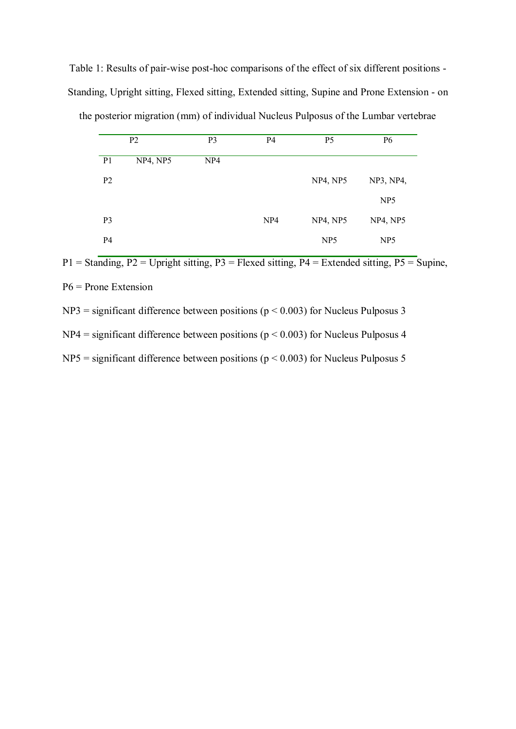Table 1: Results of pair-wise post-hoc comparisons of the effect of six different positions - Standing, Upright sitting, Flexed sitting, Extended sitting, Supine and Prone Extension - on the posterior migration (mm) of individual Nucleus Pulposus of the Lumbar vertebrae

| | P2 | P3 | P4 | P5 | P6 |
|---|---|---|---|---|---|
| P1 | NP4, NP5 | NP4 | | | |
| P2 | | | | NP4, NP5 | NP3, NP4, NP5 |
| P3 | | | NP4 | NP4, NP5 | NP4, NP5 |
| P4 | | | | NP5 | NP5 |

P1 = Standing, P2 = Upright sitting, P3 = Flexed sitting, P4 = Extended sitting, P5 = Supine, P6 = Prone Extension

NP3 = significant difference between positions ($p < 0.003$) for Nucleus Pulposus 3

NP4 = significant difference between positions ($p < 0.003$) for Nucleus Pulposus 4

NP5 = significant difference between positions ($p < 0.003$) for Nucleus Pulposus 5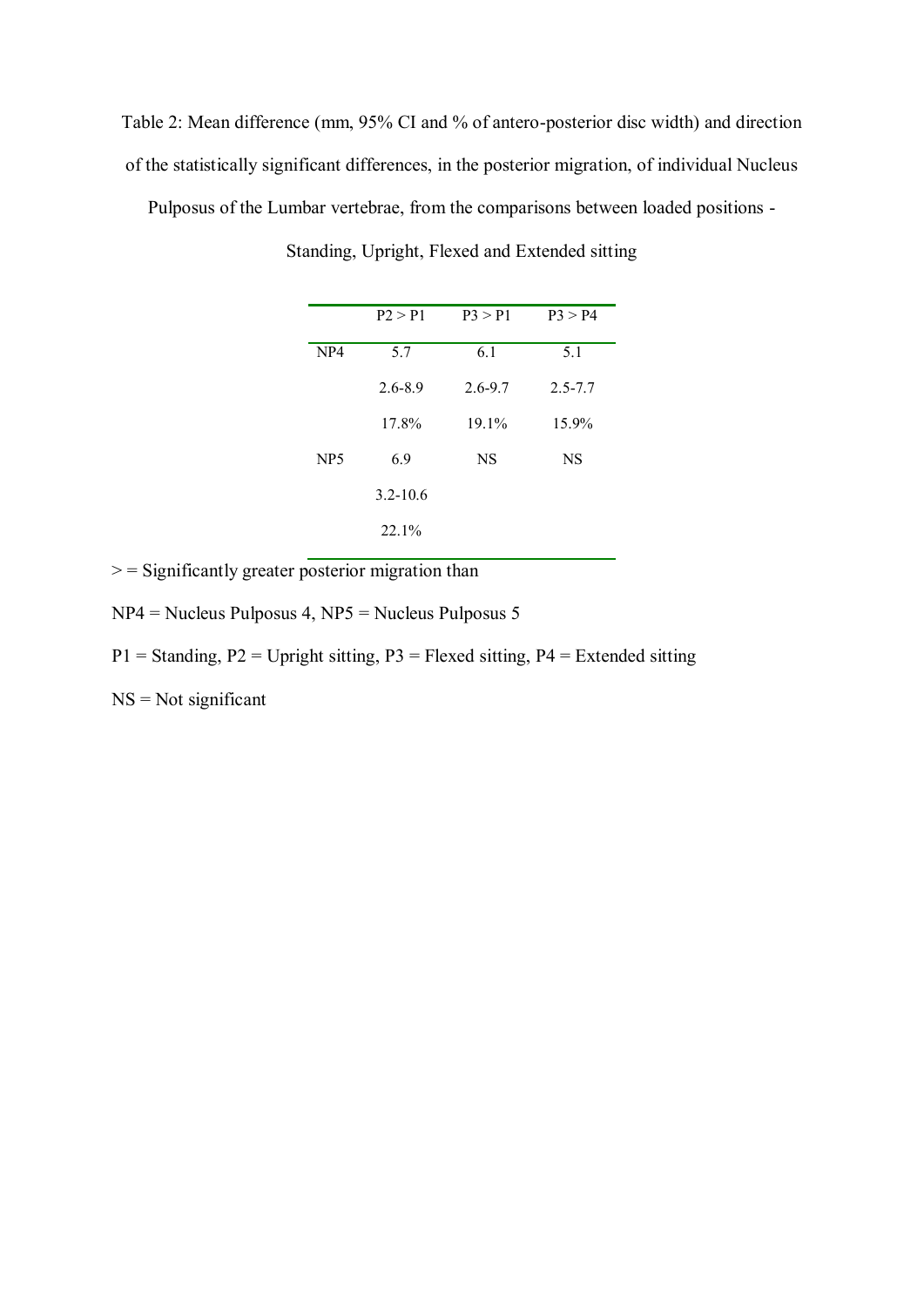Table 2: Mean difference (mm, 95% CI and % of antero-posterior disc width) and direction of the statistically significant differences, in the posterior migration, of individual Nucleus Pulposus of the Lumbar vertebrae, from the comparisons between loaded positions - Standing, Upright, Flexed and Extended sitting

| | P2 > P1 | P3 > P1 | P3 > P4 |
|---|---|---|---|
| NP4 | 5.7 | 6.1 | 5.1 |
| | 2.6-8.9 | 2.6-9.7 | 2.5-7.7 |
| | 17.8% | 19.1% | 15.9% |
| NP5 | 6.9 | NS | NS |
| | 3.2-10.6 | | |
| | 22.1% | | |

> = Significantly greater posterior migration than

NP4 = Nucleus Pulposus 4, NP5 = Nucleus Pulposus 5

P1 = Standing, P2 = Upright sitting, P3 = Flexed sitting, P4 = Extended sitting

NS = Not significant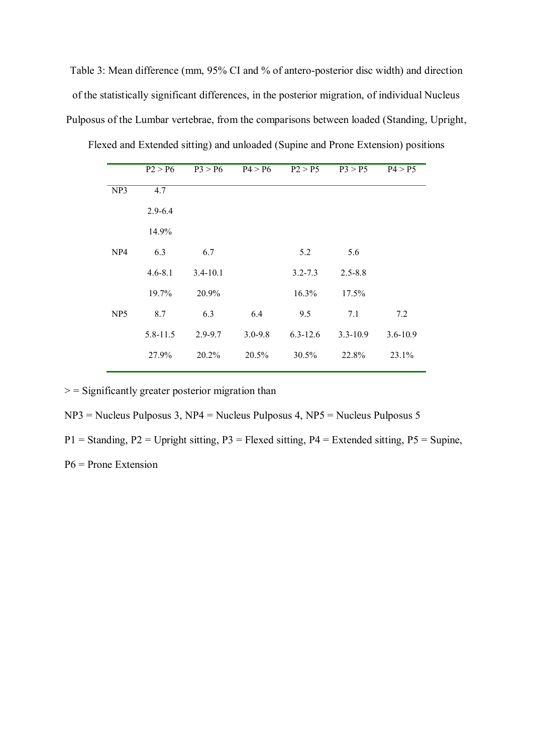Table 3: Mean difference (mm, 95% CI and % of antero-posterior disc width) and direction of the statistically significant differences, in the posterior migration, of individual Nucleus Pulposus of the Lumbar vertebrae, from the comparisons between loaded (Standing, Upright, Flexed and Extended sitting) and unloaded (Supine and Prone Extension) positions

| | P2 > P6 | P3 > P6 | P4 > P6 | P2 > P5 | P3 > P5 | P4 > P5 |
|---|---|---|---|---|---|---|
| NP3 | 4.7 | | | | | |
| | 2.9-6.4 | | | | | |
| | 14.9% | | | | | |
| NP4 | 6.3 | 6.7 | | 5.2 | 5.6 | |
| | 4.6-8.1 | 3.4-10.1 | | 3.2-7.3 | 2.5-8.8 | |
| | 19.7% | 20.9% | | 16.3% | 17.5% | |
| NP5 | 8.7 | 6.3 | 6.4 | 9.5 | 7.1 | 7.2 |
| | 5.8-11.5 | 2.9-9.7 | 3.0-9.8 | 6.3-12.6 | 3.3-10.9 | 3.6-10.9 |
| | 27.9% | 20.2% | 20.5% | 30.5% | 22.8% | 23.1% |

> = Significantly greater posterior migration than

NP3 = Nucleus Pulposus 3, NP4 = Nucleus Pulposus 4, NP5 = Nucleus Pulposus 5

P1 = Standing, P2 = Upright sitting, P3 = Flexed sitting, P4 = Extended sitting, P5 = Supine, P6 = Prone Extension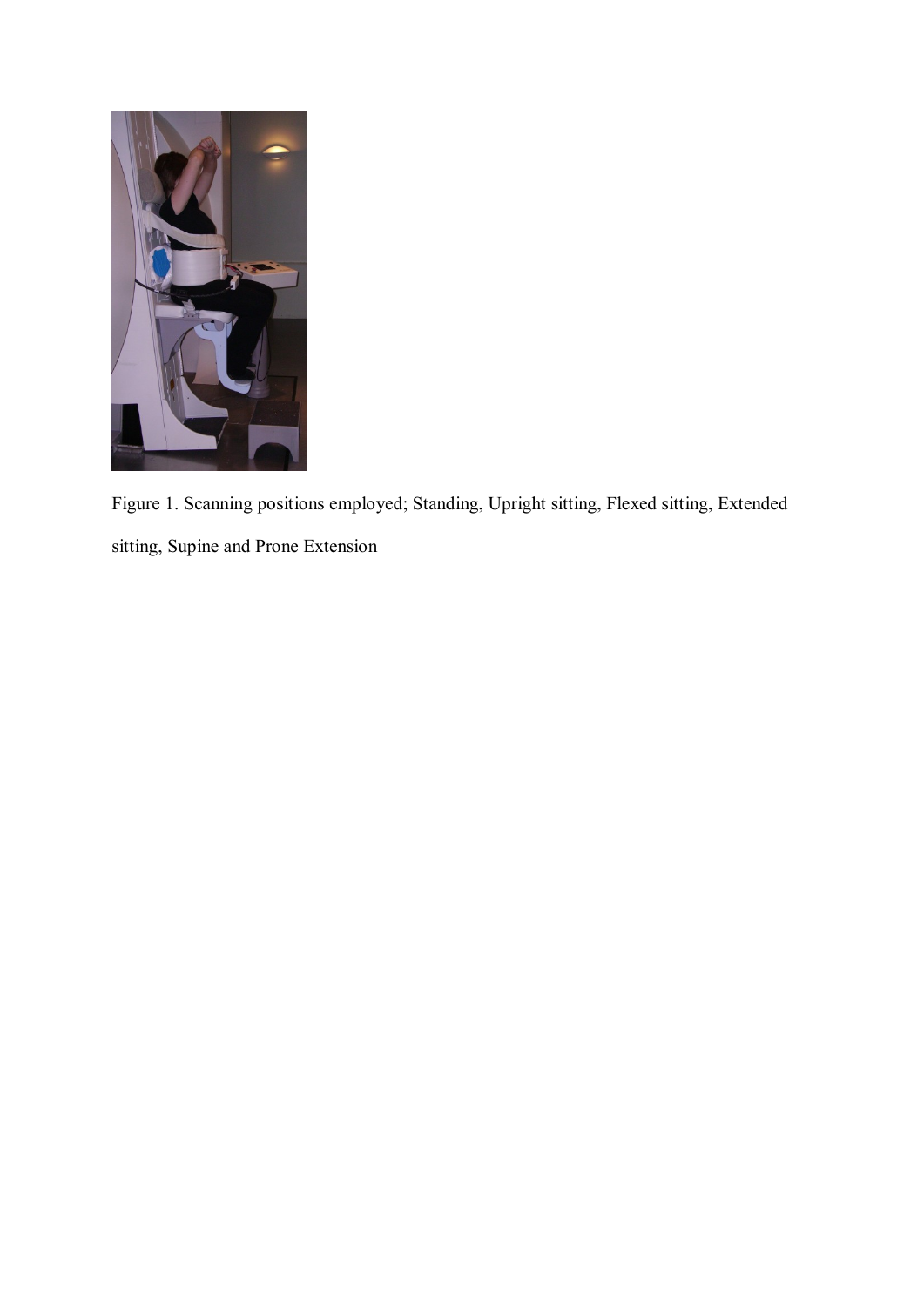Figure 1. Scanning positions employed; Standing, Upright sitting, Flexed sitting, Extended sitting, Supine and Prone Extension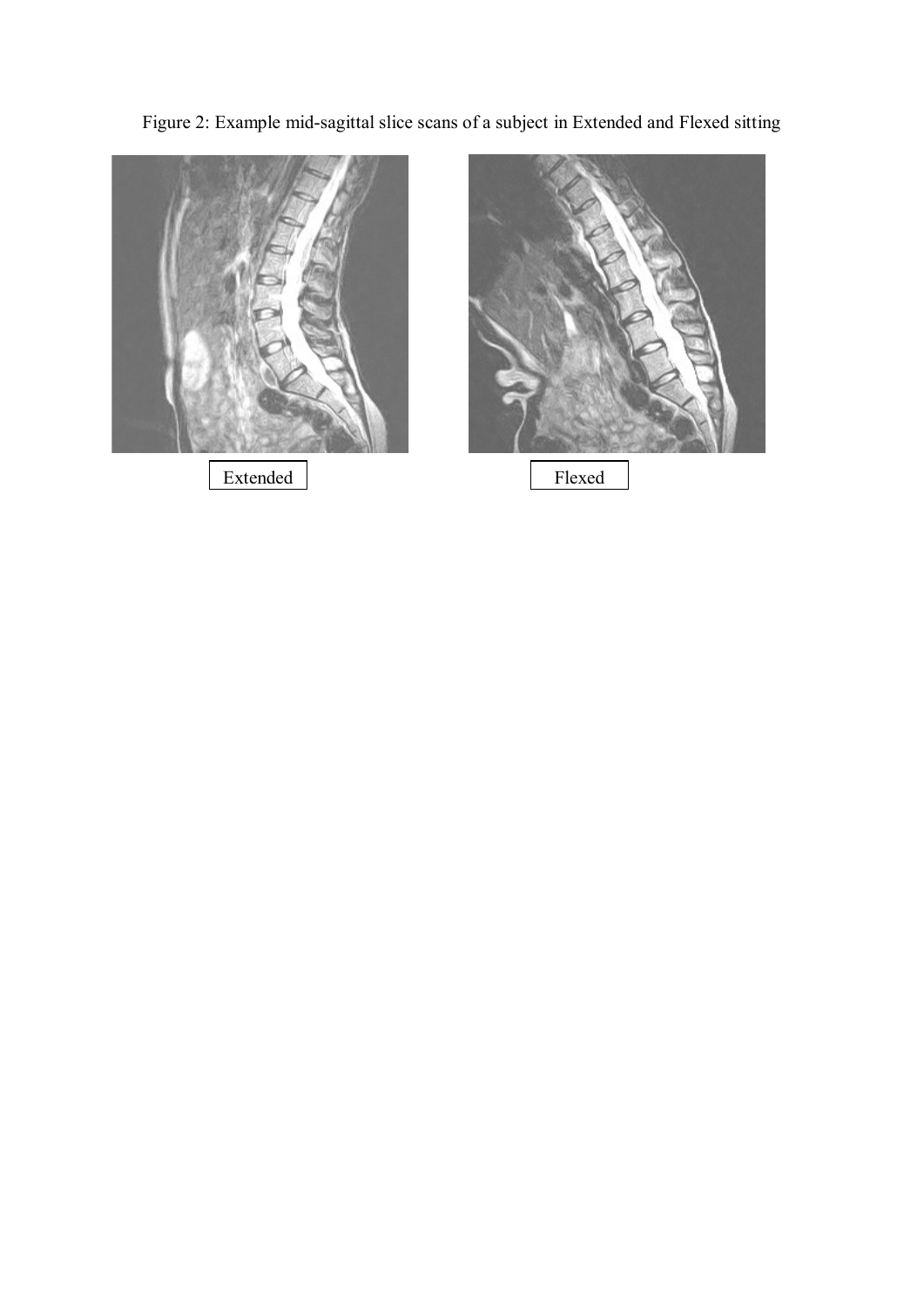Figure 2: Example mid-sagittal slice scans of a subject in Extended and Flexed sitting

Extended

Flexed